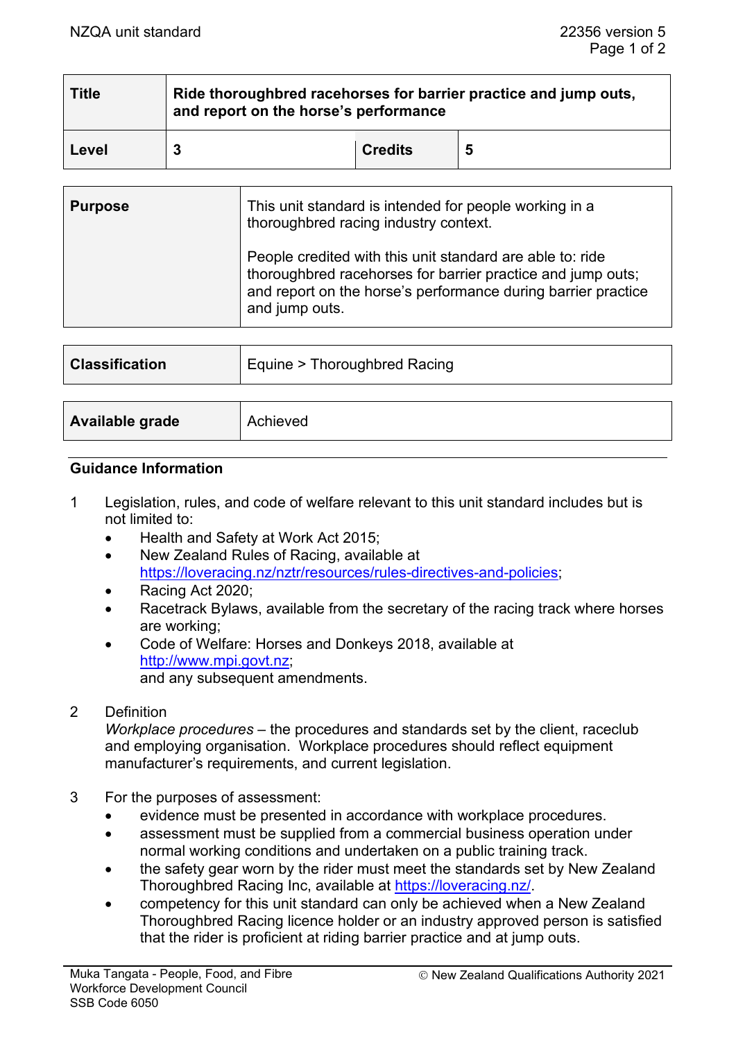| Title | Ride thoroughbred racehorses for barrier practice and jump outs, and report on the horse's performance | | |
|---|---|---|---|
| Level | 3 | Credits | 5 |

| Purpose | This unit standard is intended for people working in a thoroughbred racing industry context.<br><br>People credited with this unit standard are able to: ride thoroughbred racehorses for barrier practice and jump outs; and report on the horse's performance during barrier practice and jump outs. |
|---|---|

| Classification | Equine > Thoroughbred Racing |
|---|---|

| Available grade | Achieved |
|---|---|

## Guidance Information

1. Legislation, rules, and code of welfare relevant to this unit standard includes but is not limited to:
   - Health and Safety at Work Act 2015;
   - New Zealand Rules of Racing, available at https://loveracing.nz/nztr/resources/rules-directives-and-policies;
   - Racing Act 2020;
   - Racetrack Bylaws, available from the secretary of the racing track where horses are working;
   - Code of Welfare: Horses and Donkeys 2018, available at http://www.mpi.govt.nz;
   
   and any subsequent amendments.

2. Definition

   *Workplace procedures* – the procedures and standards set by the client, raceclub and employing organisation. Workplace procedures should reflect equipment manufacturer's requirements, and current legislation.

3. For the purposes of assessment:
   - evidence must be presented in accordance with workplace procedures.
   - assessment must be supplied from a commercial business operation under normal working conditions and undertaken on a public training track.
   - the safety gear worn by the rider must meet the standards set by New Zealand Thoroughbred Racing Inc, available at https://loveracing.nz/.
   - competency for this unit standard can only be achieved when a New Zealand Thoroughbred Racing licence holder or an industry approved person is satisfied that the rider is proficient at riding barrier practice and at jump outs.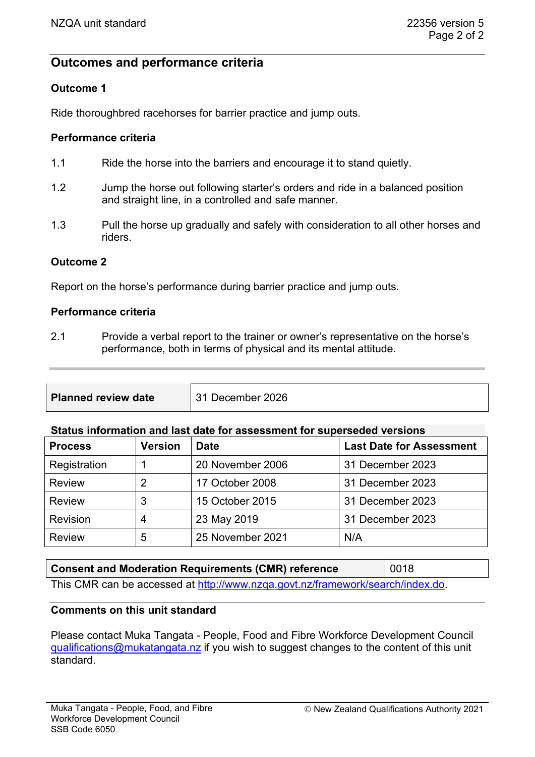## Outcomes and performance criteria

### Outcome 1

Ride thoroughbred racehorses for barrier practice and jump outs.

#### Performance criteria

1.1 Ride the horse into the barriers and encourage it to stand quietly.

1.2 Jump the horse out following starter's orders and ride in a balanced position and straight line, in a controlled and safe manner.

1.3 Pull the horse up gradually and safely with consideration to all other horses and riders.

### Outcome 2

Report on the horse's performance during barrier practice and jump outs.

#### Performance criteria

2.1 Provide a verbal report to the trainer or owner's representative on the horse's performance, both in terms of physical and its mental attitude.

---

| | |
|---|---|
| **Planned review date** | 31 December 2026 |

**Status information and last date for assessment for superseded versions**

| Process | Version | Date | Last Date for Assessment |
|---|---|---|---|
| Registration | 1 | 20 November 2006 | 31 December 2023 |
| Review | 2 | 17 October 2008 | 31 December 2023 |
| Review | 3 | 15 October 2015 | 31 December 2023 |
| Revision | 4 | 23 May 2019 | 31 December 2023 |
| Review | 5 | 25 November 2021 | N/A |

| | |
|---|---|
| **Consent and Moderation Requirements (CMR) reference** | 0018 |

This CMR can be accessed at http://www.nzqa.govt.nz/framework/search/index.do.

**Comments on this unit standard**

Please contact Muka Tangata - People, Food and Fibre Workforce Development Council qualifications@mukatangata.nz if you wish to suggest changes to the content of this unit standard.